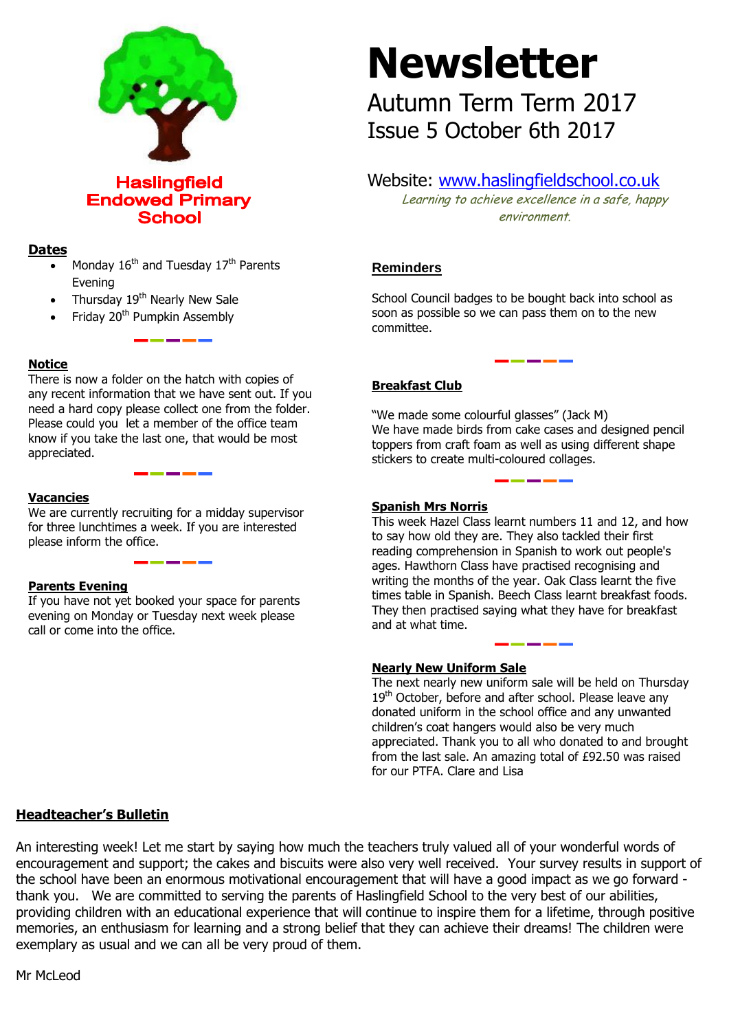**Haslingfield Endowed Primary School**

# Newsletter

Autumn Term Term 2017

Issue 5 October 6th 2017

Website: [www.haslingfieldschool.co.uk](http://www.haslingfieldschool.co.uk)

*Learning to achieve excellence in a safe, happy environment.*

## Dates

- Monday 16th and Tuesday 17th Parents Evening
- Thursday 19th Nearly New Sale
- Friday 20th Pumpkin Assembly

## Notice

There is now a folder on the hatch with copies of any recent information that we have sent out. If you need a hard copy please collect one from the folder. Please could you let a member of the office team know if you take the last one, that would be most appreciated.

## Vacancies

We are currently recruiting for a midday supervisor for three lunchtimes a week. If you are interested please inform the office.

## Parents Evening

If you have not yet booked your space for parents evening on Monday or Tuesday next week please call or come into the office.

## Reminders

School Council badges to be bought back into school as soon as possible so we can pass them on to the new committee.

## Breakfast Club

"We made some colourful glasses" (Jack M)

We have made birds from cake cases and designed pencil toppers from craft foam as well as using different shape stickers to create multi-coloured collages.

## Spanish Mrs Norris

This week Hazel Class learnt numbers 11 and 12, and how to say how old they are. They also tackled their first reading comprehension in Spanish to work out people's ages. Hawthorn Class have practised recognising and writing the months of the year. Oak Class learnt the five times table in Spanish. Beech Class learnt breakfast foods. They then practised saying what they have for breakfast and at what time.

## Nearly New Uniform Sale

The next nearly new uniform sale will be held on Thursday 19th October, before and after school. Please leave any donated uniform in the school office and any unwanted children's coat hangers would also be very much appreciated. Thank you to all who donated to and brought from the last sale. An amazing total of £92.50 was raised for our PTFA. Clare and Lisa

## Headteacher's Bulletin

An interesting week! Let me start by saying how much the teachers truly valued all of your wonderful words of encouragement and support; the cakes and biscuits were also very well received. Your survey results in support of the school have been an enormous motivational encouragement that will have a good impact as we go forward - thank you. We are committed to serving the parents of Haslingfield School to the very best of our abilities, providing children with an educational experience that will continue to inspire them for a lifetime, through positive memories, an enthusiasm for learning and a strong belief that they can achieve their dreams! The children were exemplary as usual and we can all be very proud of them.

Mr McLeod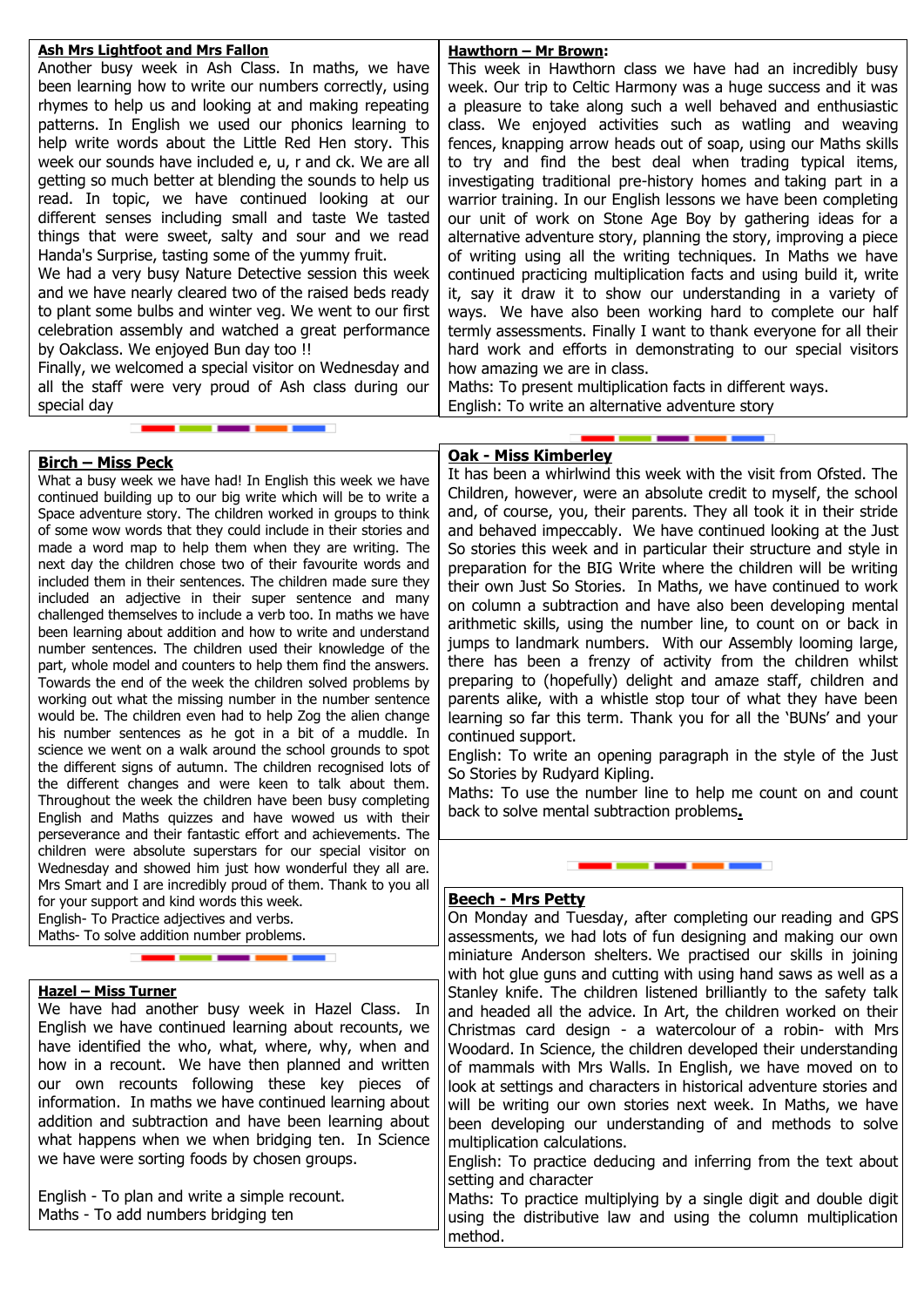## Ash Mrs Lightfoot and Mrs Fallon

Another busy week in Ash Class. In maths, we have been learning how to write our numbers correctly, using rhymes to help us and looking at and making repeating patterns. In English we used our phonics learning to help write words about the Little Red Hen story. This week our sounds have included e, u, r and ck. We are all getting so much better at blending the sounds to help us read. In topic, we have continued looking at our different senses including small and taste We tasted things that were sweet, salty and sour and we read Handa's Surprise, tasting some of the yummy fruit.

We had a very busy Nature Detective session this week and we have nearly cleared two of the raised beds ready to plant some bulbs and winter veg. We went to our first celebration assembly and watched a great performance by Oakclass. We enjoyed Bun day too !!

Finally, we welcomed a special visitor on Wednesday and all the staff were very proud of Ash class during our special day

## Birch – Miss Peck

What a busy week we have had! In English this week we have continued building up to our big write which will be to write a Space adventure story. The children worked in groups to think of some wow words that they could include in their stories and made a word map to help them when they are writing. The next day the children chose two of their favourite words and included them in their sentences. The children made sure they included an adjective in their super sentence and many challenged themselves to include a verb too. In maths we have been learning about addition and how to write and understand number sentences. The children used their knowledge of the part, whole model and counters to help them find the answers. Towards the end of the week the children solved problems by working out what the missing number in the number sentence would be. The children even had to help Zog the alien change his number sentences as he got in a bit of a muddle. In science we went on a walk around the school grounds to spot the different signs of autumn. The children recognised lots of the different changes and were keen to talk about them. Throughout the week the children have been busy completing English and Maths quizzes and have wowed us with their perseverance and their fantastic effort and achievements. The children were absolute superstars for our special visitor on Wednesday and showed him just how wonderful they all are. Mrs Smart and I are incredibly proud of them. Thank you to you all for your support and kind words this week.

English- To Practice adjectives and verbs.

Maths- To solve addition number problems.

## Hazel – Miss Turner

We have had another busy week in Hazel Class. In English we have continued learning about recounts, we have identified the who, what, where, why, when and how in a recount. We have then planned and written our own recounts following these key pieces of information. In maths we have continued learning about addition and subtraction and have been learning about what happens when we when bridging ten. In Science we have were sorting foods by chosen groups.

English - To plan and write a simple recount.

Maths - To add numbers bridging ten

## Hawthorn – Mr Brown:

This week in Hawthorn class we have had an incredibly busy week. Our trip to Celtic Harmony was a huge success and it was a pleasure to take along such a well behaved and enthusiastic class. We enjoyed activities such as watling and weaving fences, knapping arrow heads out of soap, using our Maths skills to try and find the best deal when trading typical items, investigating traditional pre-history homes and taking part in a warrior training. In our English lessons we have been completing our unit of work on Stone Age Boy by gathering ideas for a alternative adventure story, planning the story, improving a piece of writing using all the writing techniques. In Maths we have continued practicing multiplication facts and using build it, write it, say it draw it to show our understanding in a variety of ways. We have also been working hard to complete our half termly assessments. Finally I want to thank everyone for all their hard work and efforts in demonstrating to our special visitors how amazing we are in class.

Maths: To present multiplication facts in different ways.

English: To write an alternative adventure story

## Oak - Miss Kimberley

It has been a whirlwind this week with the visit from Ofsted. The Children, however, were an absolute credit to myself, the school and, of course, you, their parents. They all took it in their stride and behaved impeccably. We have continued looking at the Just So stories this week and in particular their structure and style in preparation for the BIG Write where the children will be writing their own Just So Stories. In Maths, we have continued to work on column a subtraction and have also been developing mental arithmetic skills, using the number line, to count on or back in jumps to landmark numbers. With our Assembly looming large, there has been a frenzy of activity from the children whilst preparing to (hopefully) delight and amaze staff, children and parents alike, with a whistle stop tour of what they have been learning so far this term. Thank you for all the 'BUNs' and your continued support.

English: To write an opening paragraph in the style of the Just So Stories by Rudyard Kipling.

Maths: To use the number line to help me count on and count back to solve mental subtraction problems.

## Beech - Mrs Petty

On Monday and Tuesday, after completing our reading and GPS assessments, we had lots of fun designing and making our own miniature Anderson shelters. We practised our skills in joining with hot glue guns and cutting with using hand saws as well as a Stanley knife. The children listened brilliantly to the safety talk and headed all the advice. In Art, the children worked on their Christmas card design - a watercolour of a robin- with Mrs Woodard. In Science, the children developed their understanding of mammals with Mrs Walls. In English, we have moved on to look at settings and characters in historical adventure stories and will be writing our own stories next week. In Maths, we have been developing our understanding of and methods to solve multiplication calculations.

English: To practice deducing and inferring from the text about setting and character

Maths: To practice multiplying by a single digit and double digit using the distributive law and using the column multiplication method.